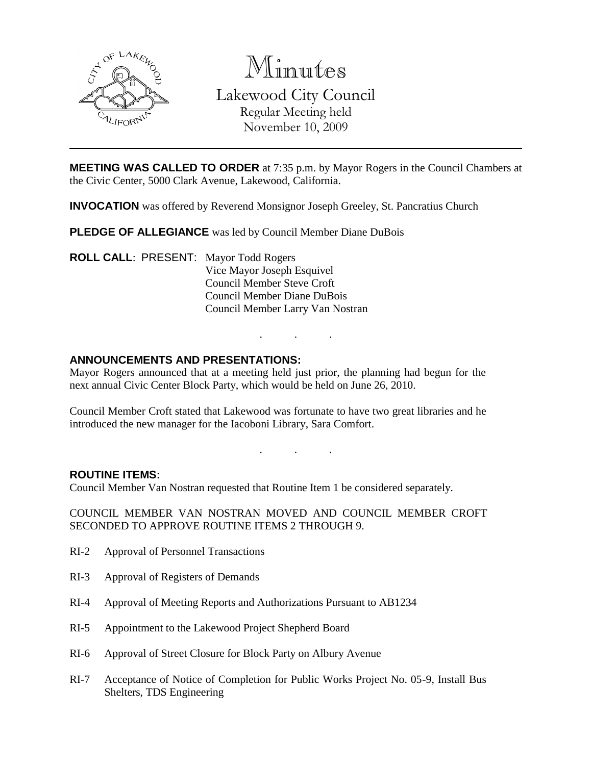# Minutes

Lakewood City Council
Regular Meeting held
November 10, 2009

---

**MEETING WAS CALLED TO ORDER** at 7:35 p.m. by Mayor Rogers in the Council Chambers at the Civic Center, 5000 Clark Avenue, Lakewood, California.

**INVOCATION** was offered by Reverend Monsignor Joseph Greeley, St. Pancratius Church

**PLEDGE OF ALLEGIANCE** was led by Council Member Diane DuBois

**ROLL CALL**: PRESENT: Mayor Todd Rogers
Vice Mayor Joseph Esquivel
Council Member Steve Croft
Council Member Diane DuBois
Council Member Larry Van Nostran

. . .

**ANNOUNCEMENTS AND PRESENTATIONS:**

Mayor Rogers announced that at a meeting held just prior, the planning had begun for the next annual Civic Center Block Party, which would be held on June 26, 2010.

Council Member Croft stated that Lakewood was fortunate to have two great libraries and he introduced the new manager for the Iacoboni Library, Sara Comfort.

. . .

**ROUTINE ITEMS:**

Council Member Van Nostran requested that Routine Item 1 be considered separately.

COUNCIL MEMBER VAN NOSTRAN MOVED AND COUNCIL MEMBER CROFT SECONDED TO APPROVE ROUTINE ITEMS 2 THROUGH 9.

RI-2 Approval of Personnel Transactions

RI-3 Approval of Registers of Demands

RI-4 Approval of Meeting Reports and Authorizations Pursuant to AB1234

RI-5 Appointment to the Lakewood Project Shepherd Board

RI-6 Approval of Street Closure for Block Party on Albury Avenue

RI-7 Acceptance of Notice of Completion for Public Works Project No. 05-9, Install Bus Shelters, TDS Engineering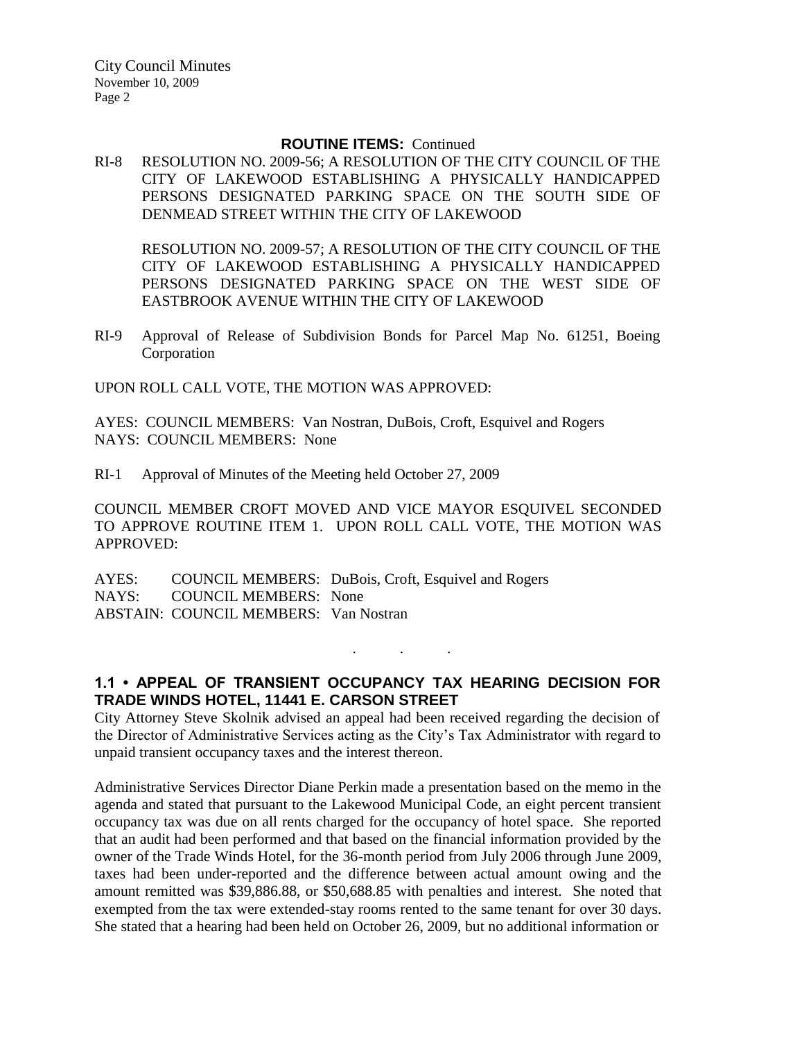**ROUTINE ITEMS:** Continued

RI-8 RESOLUTION NO. 2009-56; A RESOLUTION OF THE CITY COUNCIL OF THE CITY OF LAKEWOOD ESTABLISHING A PHYSICALLY HANDICAPPED PERSONS DESIGNATED PARKING SPACE ON THE SOUTH SIDE OF DENMEAD STREET WITHIN THE CITY OF LAKEWOOD

RESOLUTION NO. 2009-57; A RESOLUTION OF THE CITY COUNCIL OF THE CITY OF LAKEWOOD ESTABLISHING A PHYSICALLY HANDICAPPED PERSONS DESIGNATED PARKING SPACE ON THE WEST SIDE OF EASTBROOK AVENUE WITHIN THE CITY OF LAKEWOOD

RI-9 Approval of Release of Subdivision Bonds for Parcel Map No. 61251, Boeing Corporation

UPON ROLL CALL VOTE, THE MOTION WAS APPROVED:

AYES: COUNCIL MEMBERS: Van Nostran, DuBois, Croft, Esquivel and Rogers
NAYS: COUNCIL MEMBERS: None

RI-1 Approval of Minutes of the Meeting held October 27, 2009

COUNCIL MEMBER CROFT MOVED AND VICE MAYOR ESQUIVEL SECONDED TO APPROVE ROUTINE ITEM 1. UPON ROLL CALL VOTE, THE MOTION WAS APPROVED:

AYES: COUNCIL MEMBERS: DuBois, Croft, Esquivel and Rogers
NAYS: COUNCIL MEMBERS: None
ABSTAIN: COUNCIL MEMBERS: Van Nostran

. . .

## 1.1 • APPEAL OF TRANSIENT OCCUPANCY TAX HEARING DECISION FOR TRADE WINDS HOTEL, 11441 E. CARSON STREET

City Attorney Steve Skolnik advised an appeal had been received regarding the decision of the Director of Administrative Services acting as the City's Tax Administrator with regard to unpaid transient occupancy taxes and the interest thereon.

Administrative Services Director Diane Perkin made a presentation based on the memo in the agenda and stated that pursuant to the Lakewood Municipal Code, an eight percent transient occupancy tax was due on all rents charged for the occupancy of hotel space. She reported that an audit had been performed and that based on the financial information provided by the owner of the Trade Winds Hotel, for the 36-month period from July 2006 through June 2009, taxes had been under-reported and the difference between actual amount owing and the amount remitted was $39,886.88, or $50,688.85 with penalties and interest. She noted that exempted from the tax were extended-stay rooms rented to the same tenant for over 30 days. She stated that a hearing had been held on October 26, 2009, but no additional information or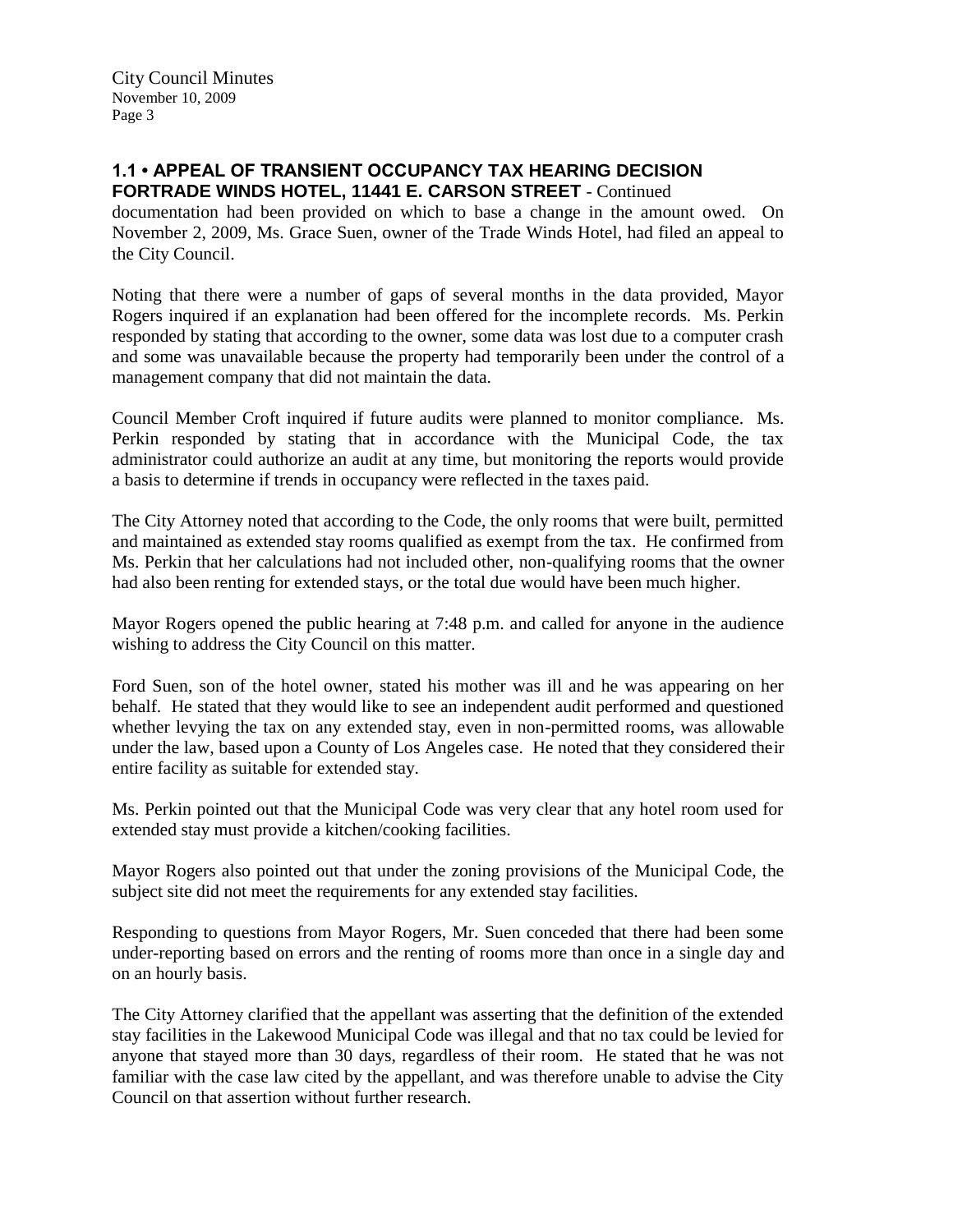## 1.1 • APPEAL OF TRANSIENT OCCUPANCY TAX HEARING DECISION FORTRADE WINDS HOTEL, 11441 E. CARSON STREET - Continued

documentation had been provided on which to base a change in the amount owed. On November 2, 2009, Ms. Grace Suen, owner of the Trade Winds Hotel, had filed an appeal to the City Council.

Noting that there were a number of gaps of several months in the data provided, Mayor Rogers inquired if an explanation had been offered for the incomplete records. Ms. Perkin responded by stating that according to the owner, some data was lost due to a computer crash and some was unavailable because the property had temporarily been under the control of a management company that did not maintain the data.

Council Member Croft inquired if future audits were planned to monitor compliance. Ms. Perkin responded by stating that in accordance with the Municipal Code, the tax administrator could authorize an audit at any time, but monitoring the reports would provide a basis to determine if trends in occupancy were reflected in the taxes paid.

The City Attorney noted that according to the Code, the only rooms that were built, permitted and maintained as extended stay rooms qualified as exempt from the tax. He confirmed from Ms. Perkin that her calculations had not included other, non-qualifying rooms that the owner had also been renting for extended stays, or the total due would have been much higher.

Mayor Rogers opened the public hearing at 7:48 p.m. and called for anyone in the audience wishing to address the City Council on this matter.

Ford Suen, son of the hotel owner, stated his mother was ill and he was appearing on her behalf. He stated that they would like to see an independent audit performed and questioned whether levying the tax on any extended stay, even in non-permitted rooms, was allowable under the law, based upon a County of Los Angeles case. He noted that they considered their entire facility as suitable for extended stay.

Ms. Perkin pointed out that the Municipal Code was very clear that any hotel room used for extended stay must provide a kitchen/cooking facilities.

Mayor Rogers also pointed out that under the zoning provisions of the Municipal Code, the subject site did not meet the requirements for any extended stay facilities.

Responding to questions from Mayor Rogers, Mr. Suen conceded that there had been some under-reporting based on errors and the renting of rooms more than once in a single day and on an hourly basis.

The City Attorney clarified that the appellant was asserting that the definition of the extended stay facilities in the Lakewood Municipal Code was illegal and that no tax could be levied for anyone that stayed more than 30 days, regardless of their room. He stated that he was not familiar with the case law cited by the appellant, and was therefore unable to advise the City Council on that assertion without further research.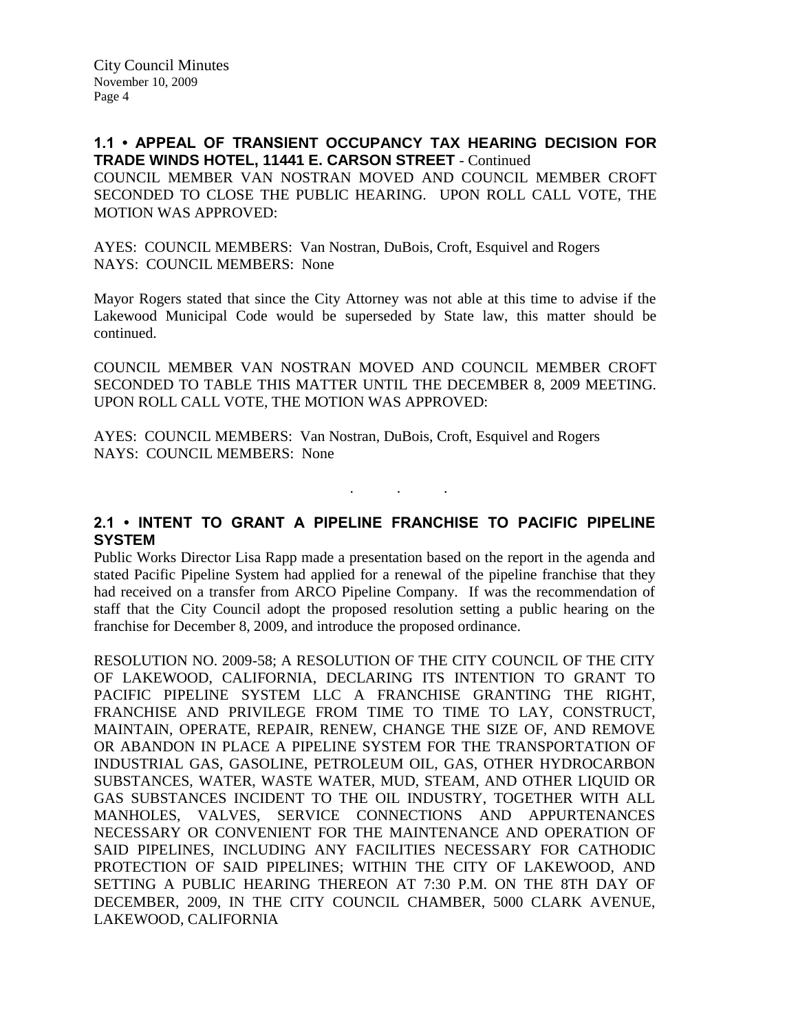**1.1 • APPEAL OF TRANSIENT OCCUPANCY TAX HEARING DECISION FOR TRADE WINDS HOTEL, 11441 E. CARSON STREET** - Continued

COUNCIL MEMBER VAN NOSTRAN MOVED AND COUNCIL MEMBER CROFT SECONDED TO CLOSE THE PUBLIC HEARING. UPON ROLL CALL VOTE, THE MOTION WAS APPROVED:

AYES: COUNCIL MEMBERS: Van Nostran, DuBois, Croft, Esquivel and Rogers
NAYS: COUNCIL MEMBERS: None

Mayor Rogers stated that since the City Attorney was not able at this time to advise if the Lakewood Municipal Code would be superseded by State law, this matter should be continued.

COUNCIL MEMBER VAN NOSTRAN MOVED AND COUNCIL MEMBER CROFT SECONDED TO TABLE THIS MATTER UNTIL THE DECEMBER 8, 2009 MEETING. UPON ROLL CALL VOTE, THE MOTION WAS APPROVED:

AYES: COUNCIL MEMBERS: Van Nostran, DuBois, Croft, Esquivel and Rogers
NAYS: COUNCIL MEMBERS: None

. . .

**2.1 • INTENT TO GRANT A PIPELINE FRANCHISE TO PACIFIC PIPELINE SYSTEM**

Public Works Director Lisa Rapp made a presentation based on the report in the agenda and stated Pacific Pipeline System had applied for a renewal of the pipeline franchise that they had received on a transfer from ARCO Pipeline Company. If was the recommendation of staff that the City Council adopt the proposed resolution setting a public hearing on the franchise for December 8, 2009, and introduce the proposed ordinance.

RESOLUTION NO. 2009-58; A RESOLUTION OF THE CITY COUNCIL OF THE CITY OF LAKEWOOD, CALIFORNIA, DECLARING ITS INTENTION TO GRANT TO PACIFIC PIPELINE SYSTEM LLC A FRANCHISE GRANTING THE RIGHT, FRANCHISE AND PRIVILEGE FROM TIME TO TIME TO LAY, CONSTRUCT, MAINTAIN, OPERATE, REPAIR, RENEW, CHANGE THE SIZE OF, AND REMOVE OR ABANDON IN PLACE A PIPELINE SYSTEM FOR THE TRANSPORTATION OF INDUSTRIAL GAS, GASOLINE, PETROLEUM OIL, GAS, OTHER HYDROCARBON SUBSTANCES, WATER, WASTE WATER, MUD, STEAM, AND OTHER LIQUID OR GAS SUBSTANCES INCIDENT TO THE OIL INDUSTRY, TOGETHER WITH ALL MANHOLES, VALVES, SERVICE CONNECTIONS AND APPURTENANCES NECESSARY OR CONVENIENT FOR THE MAINTENANCE AND OPERATION OF SAID PIPELINES, INCLUDING ANY FACILITIES NECESSARY FOR CATHODIC PROTECTION OF SAID PIPELINES; WITHIN THE CITY OF LAKEWOOD, AND SETTING A PUBLIC HEARING THEREON AT 7:30 P.M. ON THE 8TH DAY OF DECEMBER, 2009, IN THE CITY COUNCIL CHAMBER, 5000 CLARK AVENUE, LAKEWOOD, CALIFORNIA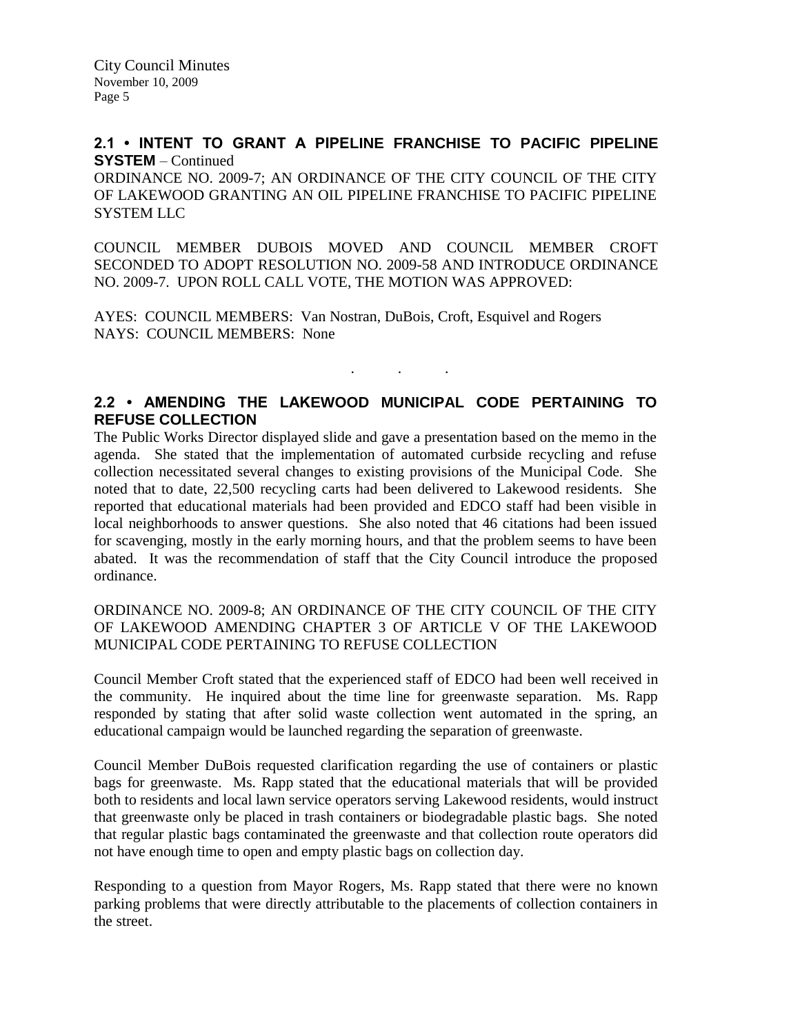## 2.1 • INTENT TO GRANT A PIPELINE FRANCHISE TO PACIFIC PIPELINE SYSTEM – Continued

ORDINANCE NO. 2009-7; AN ORDINANCE OF THE CITY COUNCIL OF THE CITY OF LAKEWOOD GRANTING AN OIL PIPELINE FRANCHISE TO PACIFIC PIPELINE SYSTEM LLC

COUNCIL MEMBER DUBOIS MOVED AND COUNCIL MEMBER CROFT SECONDED TO ADOPT RESOLUTION NO. 2009-58 AND INTRODUCE ORDINANCE NO. 2009-7. UPON ROLL CALL VOTE, THE MOTION WAS APPROVED:

AYES: COUNCIL MEMBERS: Van Nostran, DuBois, Croft, Esquivel and Rogers
NAYS: COUNCIL MEMBERS: None

. . .

## 2.2 • AMENDING THE LAKEWOOD MUNICIPAL CODE PERTAINING TO REFUSE COLLECTION

The Public Works Director displayed slide and gave a presentation based on the memo in the agenda. She stated that the implementation of automated curbside recycling and refuse collection necessitated several changes to existing provisions of the Municipal Code. She noted that to date, 22,500 recycling carts had been delivered to Lakewood residents. She reported that educational materials had been provided and EDCO staff had been visible in local neighborhoods to answer questions. She also noted that 46 citations had been issued for scavenging, mostly in the early morning hours, and that the problem seems to have been abated. It was the recommendation of staff that the City Council introduce the proposed ordinance.

ORDINANCE NO. 2009-8; AN ORDINANCE OF THE CITY COUNCIL OF THE CITY OF LAKEWOOD AMENDING CHAPTER 3 OF ARTICLE V OF THE LAKEWOOD MUNICIPAL CODE PERTAINING TO REFUSE COLLECTION

Council Member Croft stated that the experienced staff of EDCO had been well received in the community. He inquired about the time line for greenwaste separation. Ms. Rapp responded by stating that after solid waste collection went automated in the spring, an educational campaign would be launched regarding the separation of greenwaste.

Council Member DuBois requested clarification regarding the use of containers or plastic bags for greenwaste. Ms. Rapp stated that the educational materials that will be provided both to residents and local lawn service operators serving Lakewood residents, would instruct that greenwaste only be placed in trash containers or biodegradable plastic bags. She noted that regular plastic bags contaminated the greenwaste and that collection route operators did not have enough time to open and empty plastic bags on collection day.

Responding to a question from Mayor Rogers, Ms. Rapp stated that there were no known parking problems that were directly attributable to the placements of collection containers in the street.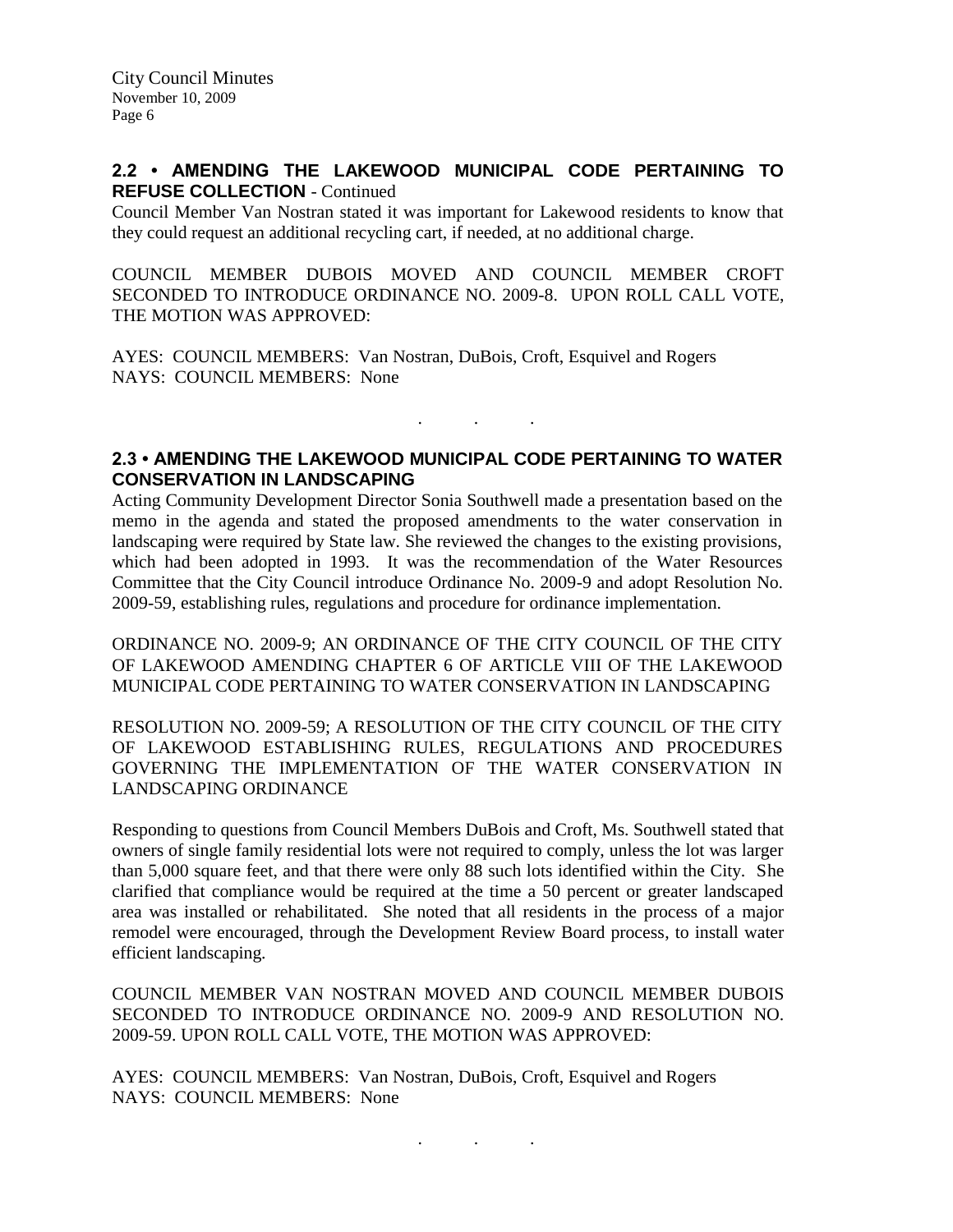## 2.2 • AMENDING THE LAKEWOOD MUNICIPAL CODE PERTAINING TO REFUSE COLLECTION - Continued

Council Member Van Nostran stated it was important for Lakewood residents to know that they could request an additional recycling cart, if needed, at no additional charge.

COUNCIL MEMBER DUBOIS MOVED AND COUNCIL MEMBER CROFT SECONDED TO INTRODUCE ORDINANCE NO. 2009-8. UPON ROLL CALL VOTE, THE MOTION WAS APPROVED:

AYES: COUNCIL MEMBERS: Van Nostran, DuBois, Croft, Esquivel and Rogers
NAYS: COUNCIL MEMBERS: None

. . .

## 2.3 • AMENDING THE LAKEWOOD MUNICIPAL CODE PERTAINING TO WATER CONSERVATION IN LANDSCAPING

Acting Community Development Director Sonia Southwell made a presentation based on the memo in the agenda and stated the proposed amendments to the water conservation in landscaping were required by State law. She reviewed the changes to the existing provisions, which had been adopted in 1993. It was the recommendation of the Water Resources Committee that the City Council introduce Ordinance No. 2009-9 and adopt Resolution No. 2009-59, establishing rules, regulations and procedure for ordinance implementation.

ORDINANCE NO. 2009-9; AN ORDINANCE OF THE CITY COUNCIL OF THE CITY OF LAKEWOOD AMENDING CHAPTER 6 OF ARTICLE VIII OF THE LAKEWOOD MUNICIPAL CODE PERTAINING TO WATER CONSERVATION IN LANDSCAPING

RESOLUTION NO. 2009-59; A RESOLUTION OF THE CITY COUNCIL OF THE CITY OF LAKEWOOD ESTABLISHING RULES, REGULATIONS AND PROCEDURES GOVERNING THE IMPLEMENTATION OF THE WATER CONSERVATION IN LANDSCAPING ORDINANCE

Responding to questions from Council Members DuBois and Croft, Ms. Southwell stated that owners of single family residential lots were not required to comply, unless the lot was larger than 5,000 square feet, and that there were only 88 such lots identified within the City. She clarified that compliance would be required at the time a 50 percent or greater landscaped area was installed or rehabilitated. She noted that all residents in the process of a major remodel were encouraged, through the Development Review Board process, to install water efficient landscaping.

COUNCIL MEMBER VAN NOSTRAN MOVED AND COUNCIL MEMBER DUBOIS SECONDED TO INTRODUCE ORDINANCE NO. 2009-9 AND RESOLUTION NO. 2009-59. UPON ROLL CALL VOTE, THE MOTION WAS APPROVED:

AYES: COUNCIL MEMBERS: Van Nostran, DuBois, Croft, Esquivel and Rogers
NAYS: COUNCIL MEMBERS: None

. . .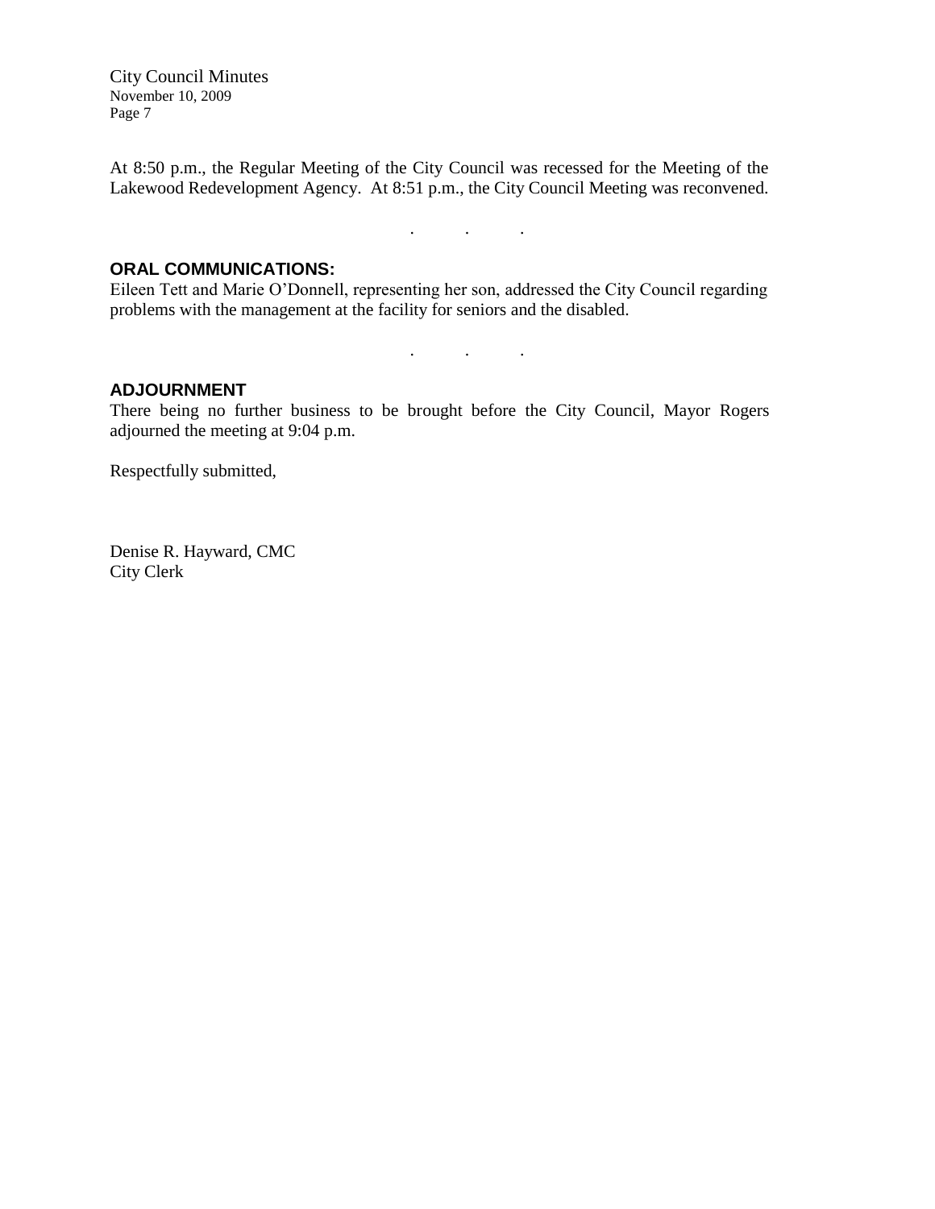At 8:50 p.m., the Regular Meeting of the City Council was recessed for the Meeting of the Lakewood Redevelopment Agency. At 8:51 p.m., the City Council Meeting was reconvened.

. . .

**ORAL COMMUNICATIONS:**

Eileen Tett and Marie O'Donnell, representing her son, addressed the City Council regarding problems with the management at the facility for seniors and the disabled.

. . .

**ADJOURNMENT**

There being no further business to be brought before the City Council, Mayor Rogers adjourned the meeting at 9:04 p.m.

Respectfully submitted,

Denise R. Hayward, CMC
City Clerk